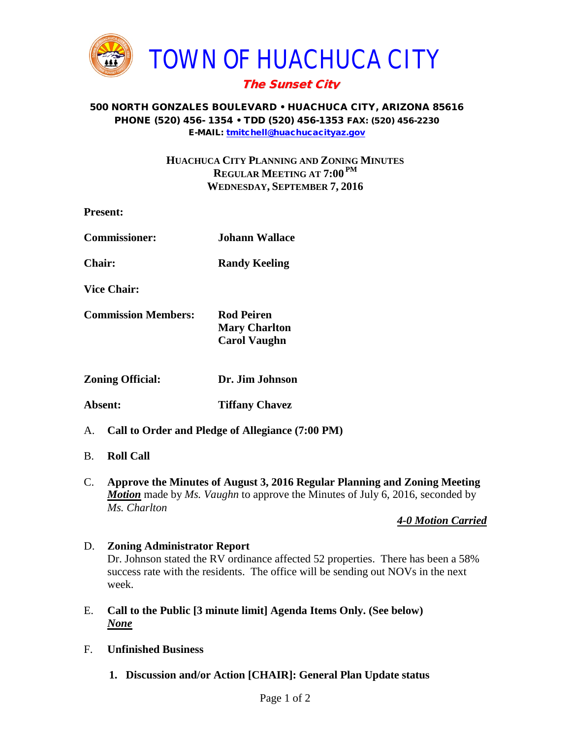# TOWN OF HUACHUCA CITY

***The Sunset City***

**500 NORTH GONZALES BOULEVARD • HUACHUCA CITY, ARIZONA 85616**
**PHONE (520) 456- 1354 • TDD (520) 456-1353 FAX: (520) 456-2230**
**E-MAIL: tmitchell@huachucacityaz.gov**

**HUACHUCA CITY PLANNING AND ZONING MINUTES**
**REGULAR MEETING AT 7:00 PM**
**WEDNESDAY, SEPTEMBER 7, 2016**

**Present:**

**Commissioner:** **Johann Wallace**

**Chair:** **Randy Keeling**

**Vice Chair:**

**Commission Members:** **Rod Peiren**
**Mary Charlton**
**Carol Vaughn**

**Zoning Official:** **Dr. Jim Johnson**

**Absent:** **Tiffany Chavez**

A. **Call to Order and Pledge of Allegiance (7:00 PM)**

B. **Roll Call**

C. **Approve the Minutes of August 3, 2016 Regular Planning and Zoning Meeting**
***Motion*** made by *Ms. Vaughn* to approve the Minutes of July 6, 2016, seconded by *Ms. Charlton*

***4-0 Motion Carried***

D. **Zoning Administrator Report**
Dr. Johnson stated the RV ordinance affected 52 properties. There has been a 58% success rate with the residents. The office will be sending out NOVs in the next week.

E. **Call to the Public [3 minute limit] Agenda Items Only. (See below)**
***None***

F. **Unfinished Business**

1. **Discussion and/or Action [CHAIR]: General Plan Update status**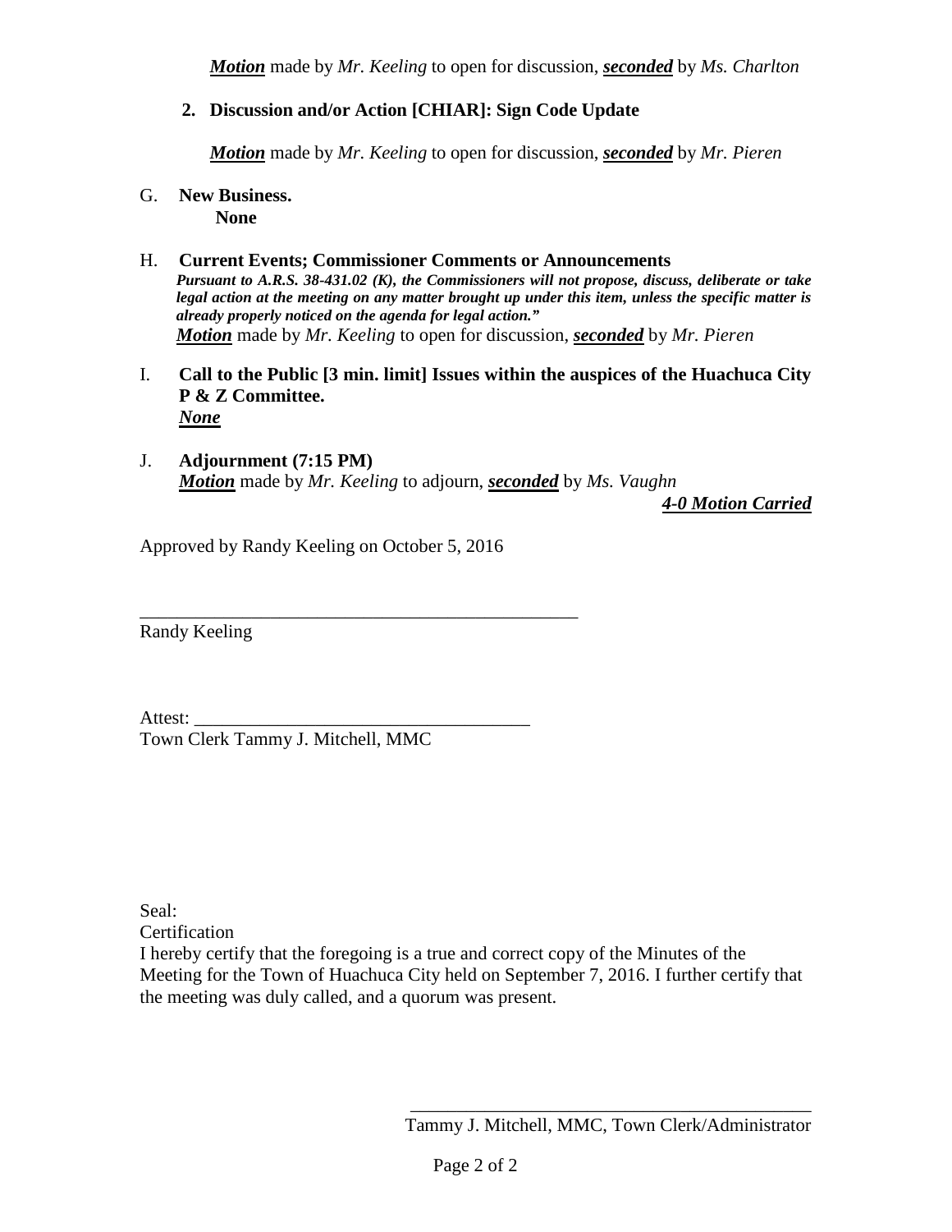***Motion*** made by *Mr. Keeling* to open for discussion, ***seconded*** by *Ms. Charlton*

**2. Discussion and/or Action [CHIAR]: Sign Code Update**

***Motion*** made by *Mr. Keeling* to open for discussion, ***seconded*** by *Mr. Pieren*

G. **New Business.**
**None**

H. **Current Events; Commissioner Comments or Announcements**
***Pursuant to A.R.S. 38-431.02 (K), the Commissioners will not propose, discuss, deliberate or take legal action at the meeting on any matter brought up under this item, unless the specific matter is already properly noticed on the agenda for legal action."***
***Motion*** made by *Mr. Keeling* to open for discussion, ***seconded*** by *Mr. Pieren*

I. **Call to the Public [3 min. limit] Issues within the auspices of the Huachuca City P & Z Committee.**
***None***

J. **Adjournment (7:15 PM)**
***Motion*** made by *Mr. Keeling* to adjourn, ***seconded*** by *Ms. Vaughn*
***4-0 Motion Carried***

Approved by Randy Keeling on October 5, 2016

_________________________________________________
Randy Keeling

Attest: ____________________________________
Town Clerk Tammy J. Mitchell, MMC

Seal:
Certification
I hereby certify that the foregoing is a true and correct copy of the Minutes of the Meeting for the Town of Huachuca City held on September 7, 2016. I further certify that the meeting was duly called, and a quorum was present.

_____________________________________________
Tammy J. Mitchell, MMC, Town Clerk/Administrator